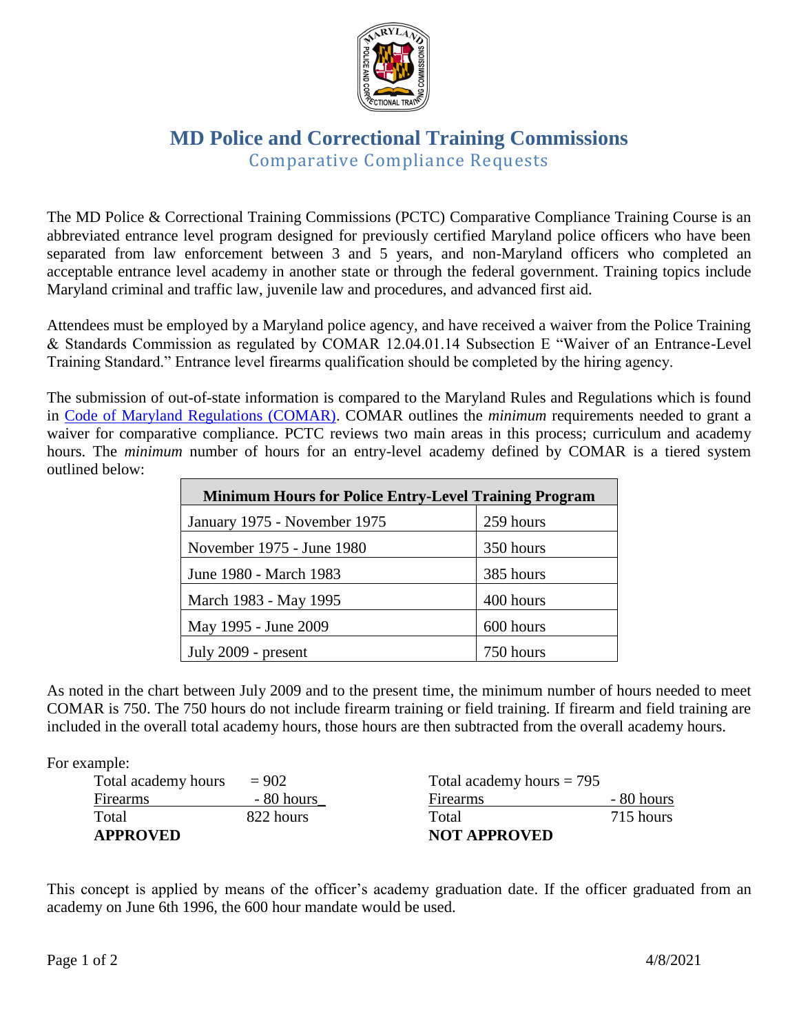# MD Police and Correctional Training Commissions

## Comparative Compliance Requests

The MD Police & Correctional Training Commissions (PCTC) Comparative Compliance Training Course is an abbreviated entrance level program designed for previously certified Maryland police officers who have been separated from law enforcement between 3 and 5 years, and non-Maryland officers who completed an acceptable entrance level academy in another state or through the federal government. Training topics include Maryland criminal and traffic law, juvenile law and procedures, and advanced first aid.

Attendees must be employed by a Maryland police agency, and have received a waiver from the Police Training & Standards Commission as regulated by COMAR 12.04.01.14 Subsection E "Waiver of an Entrance-Level Training Standard." Entrance level firearms qualification should be completed by the hiring agency.

The submission of out-of-state information is compared to the Maryland Rules and Regulations which is found in [Code of Maryland Regulations (COMAR)](). COMAR outlines the *minimum* requirements needed to grant a waiver for comparative compliance. PCTC reviews two main areas in this process; curriculum and academy hours. The *minimum* number of hours for an entry-level academy defined by COMAR is a tiered system outlined below:

| **Minimum Hours for Police Entry-Level Training Program** | |
|---|---|
| January 1975 - November 1975 | 259 hours |
| November 1975 - June 1980 | 350 hours |
| June 1980 - March 1983 | 385 hours |
| March 1983 - May 1995 | 400 hours |
| May 1995 - June 2009 | 600 hours |
| July 2009 - present | 750 hours |

As noted in the chart between July 2009 and to the present time, the minimum number of hours needed to meet COMAR is 750. The 750 hours do not include firearm training or field training. If firearm and field training are included in the overall total academy hours, those hours are then subtracted from the overall academy hours.

For example:

| | | | |
|---|---|---|---|
| Total academy hours | = 902 | Total academy hours = 795 | |
| Firearms | - 80 hours | Firearms | - 80 hours |
| Total | 822 hours | Total | 715 hours |
| **APPROVED** | | **NOT APPROVED** | |

This concept is applied by means of the officer's academy graduation date. If the officer graduated from an academy on June 6th 1996, the 600 hour mandate would be used.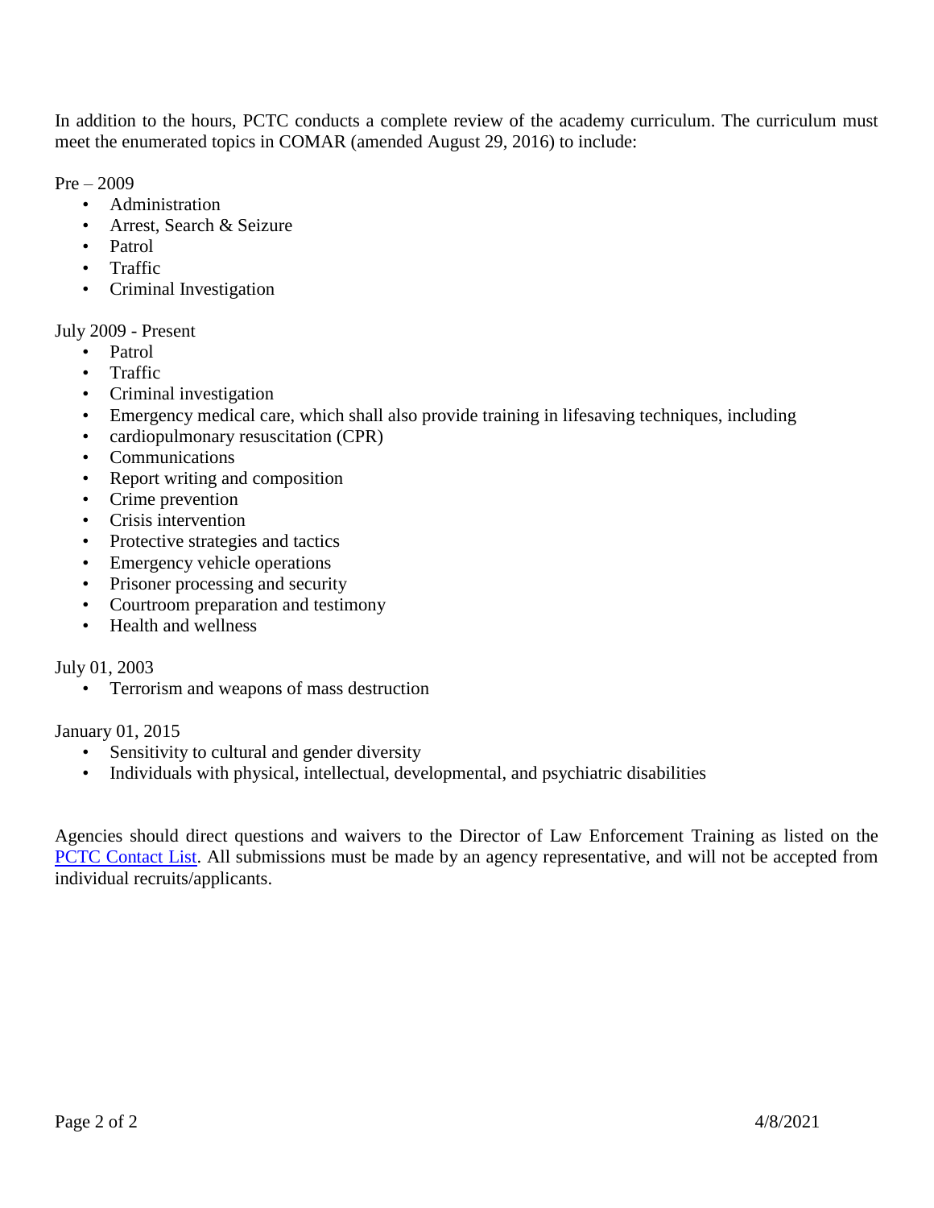In addition to the hours, PCTC conducts a complete review of the academy curriculum. The curriculum must meet the enumerated topics in COMAR (amended August 29, 2016) to include:

Pre – 2009

- Administration
- Arrest, Search & Seizure
- Patrol
- Traffic
- Criminal Investigation

July 2009 - Present

- Patrol
- Traffic
- Criminal investigation
- Emergency medical care, which shall also provide training in lifesaving techniques, including
- cardiopulmonary resuscitation (CPR)
- Communications
- Report writing and composition
- Crime prevention
- Crisis intervention
- Protective strategies and tactics
- Emergency vehicle operations
- Prisoner processing and security
- Courtroom preparation and testimony
- Health and wellness

July 01, 2003

- Terrorism and weapons of mass destruction

January 01, 2015

- Sensitivity to cultural and gender diversity
- Individuals with physical, intellectual, developmental, and psychiatric disabilities

Agencies should direct questions and waivers to the Director of Law Enforcement Training as listed on the PCTC Contact List. All submissions must be made by an agency representative, and will not be accepted from individual recruits/applicants.